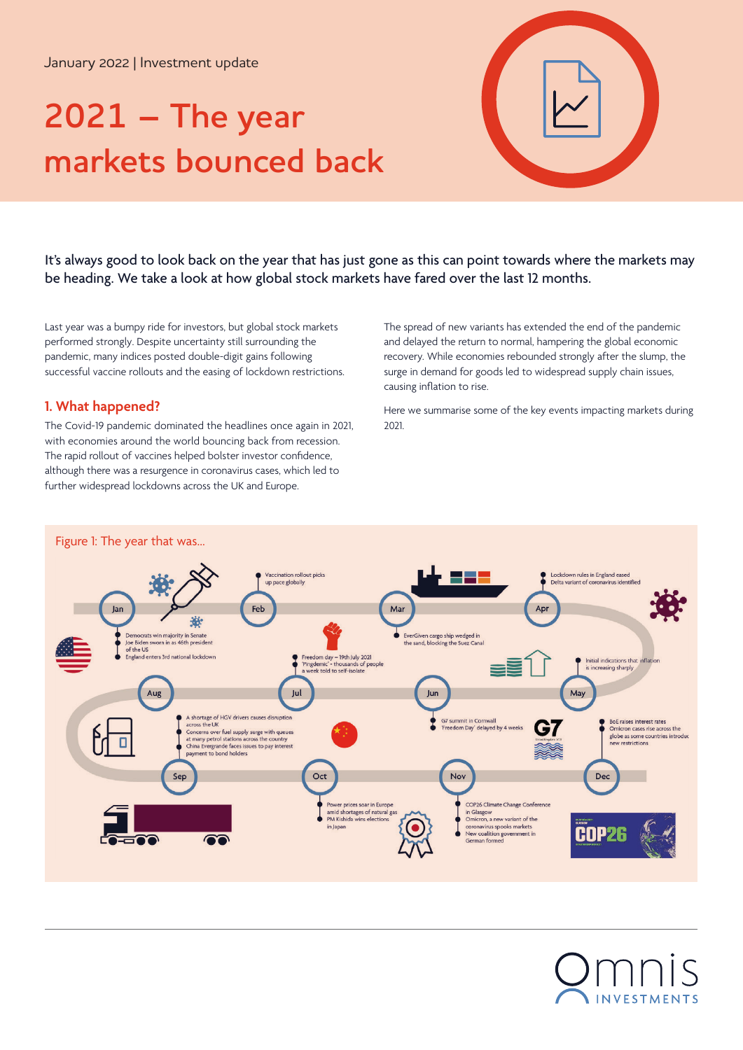January 2022 | Investment update

# 2021 – The year markets bounced back

It's always good to look back on the year that has just gone as this can point towards where the markets may be heading. We take a look at how global stock markets have fared over the last 12 months.

Last year was a bumpy ride for investors, but global stock markets performed strongly. Despite uncertainty still surrounding the pandemic, many indices posted double-digit gains following successful vaccine rollouts and the easing of lockdown restrictions.

## 1. What happened?

The Covid-19 pandemic dominated the headlines once again in 2021, with economies around the world bouncing back from recession. The rapid rollout of vaccines helped bolster investor confidence, although there was a resurgence in coronavirus cases, which led to further widespread lockdowns across the UK and Europe.

The spread of new variants has extended the end of the pandemic and delayed the return to normal, hampering the global economic recovery. While economies rebounded strongly after the slump, the surge in demand for goods led to widespread supply chain issues, causing inflation to rise.

Here we summarise some of the key events impacting markets during 2021.

Figure 1: The year that was...

**Jan**
- Democrats win majority in Senate
- Joe Biden sworn in as 46th president of the US
- England enters 3rd national lockdown

**Feb**
- Vaccination rollout picks up pace globally

**Mar**
- EverGiven cargo ship wedged in the sand, blocking the Suez Canal

**Apr**
- Lockdown rules in England eased
- Delta variant of coronavirus identified

**May**
- Initial indications that inflation is increasing sharply

**Jun**
- G7 summit in Cornwall
- 'Freedom Day' delayed by 4 weeks

**Jul**
- Freedom day – 19th July 2021
- 'Pingdemic' - thousands of people a week told to self-isolate

**Aug**
- A shortage of HGV drivers causes disruption across the UK
- Concerns over fuel supply surge with queues at many petrol stations across the country
- China Evergrande faces issues to pay interest payment to bond holders

**Sep**

**Oct**
- Power prices soar in Europe amid shortages of natural gas
- PM Kishida wins elections in Japan

**Nov**
- COP26 Climate Change Conference in Glasgow
- Omicron, a new variant of the coronavirus spooks markets
- New coalition government in German formed

**Dec**
- BoE raises interest rates
- Omicron cases rise across the globe as some countries introduce new restrictions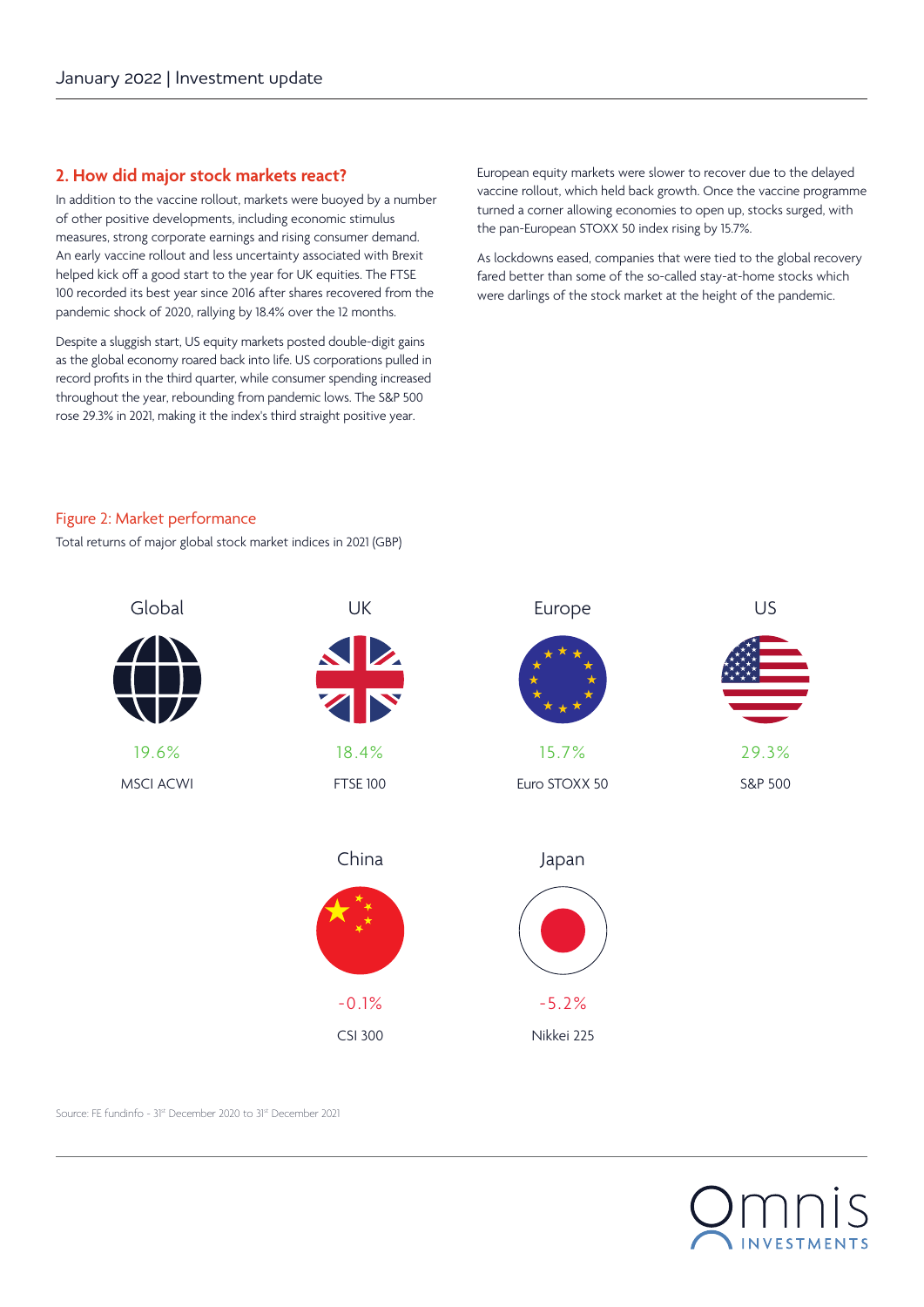## 2. How did major stock markets react?

In addition to the vaccine rollout, markets were buoyed by a number of other positive developments, including economic stimulus measures, strong corporate earnings and rising consumer demand. An early vaccine rollout and less uncertainty associated with Brexit helped kick off a good start to the year for UK equities. The FTSE 100 recorded its best year since 2016 after shares recovered from the pandemic shock of 2020, rallying by 18.4% over the 12 months.

Despite a sluggish start, US equity markets posted double-digit gains as the global economy roared back into life. US corporations pulled in record profits in the third quarter, while consumer spending increased throughout the year, rebounding from pandemic lows. The S&P 500 rose 29.3% in 2021, making it the index's third straight positive year.

European equity markets were slower to recover due to the delayed vaccine rollout, which held back growth. Once the vaccine programme turned a corner allowing economies to open up, stocks surged, with the pan-European STOXX 50 index rising by 15.7%.

As lockdowns eased, companies that were tied to the global recovery fared better than some of the so-called stay-at-home stocks which were darlings of the stock market at the height of the pandemic.

### Figure 2: Market performance

Total returns of major global stock market indices in 2021 (GBP)

| Region | Index | Return |
|---|---|---|
| Global | MSCI ACWI | 19.6% |
| UK | FTSE 100 | 18.4% |
| Europe | Euro STOXX 50 | 15.7% |
| US | S&P 500 | 29.3% |
| China | CSI 300 | -0.1% |
| Japan | Nikkei 225 | -5.2% |

Source: FE fundinfo - 31st December 2020 to 31st December 2021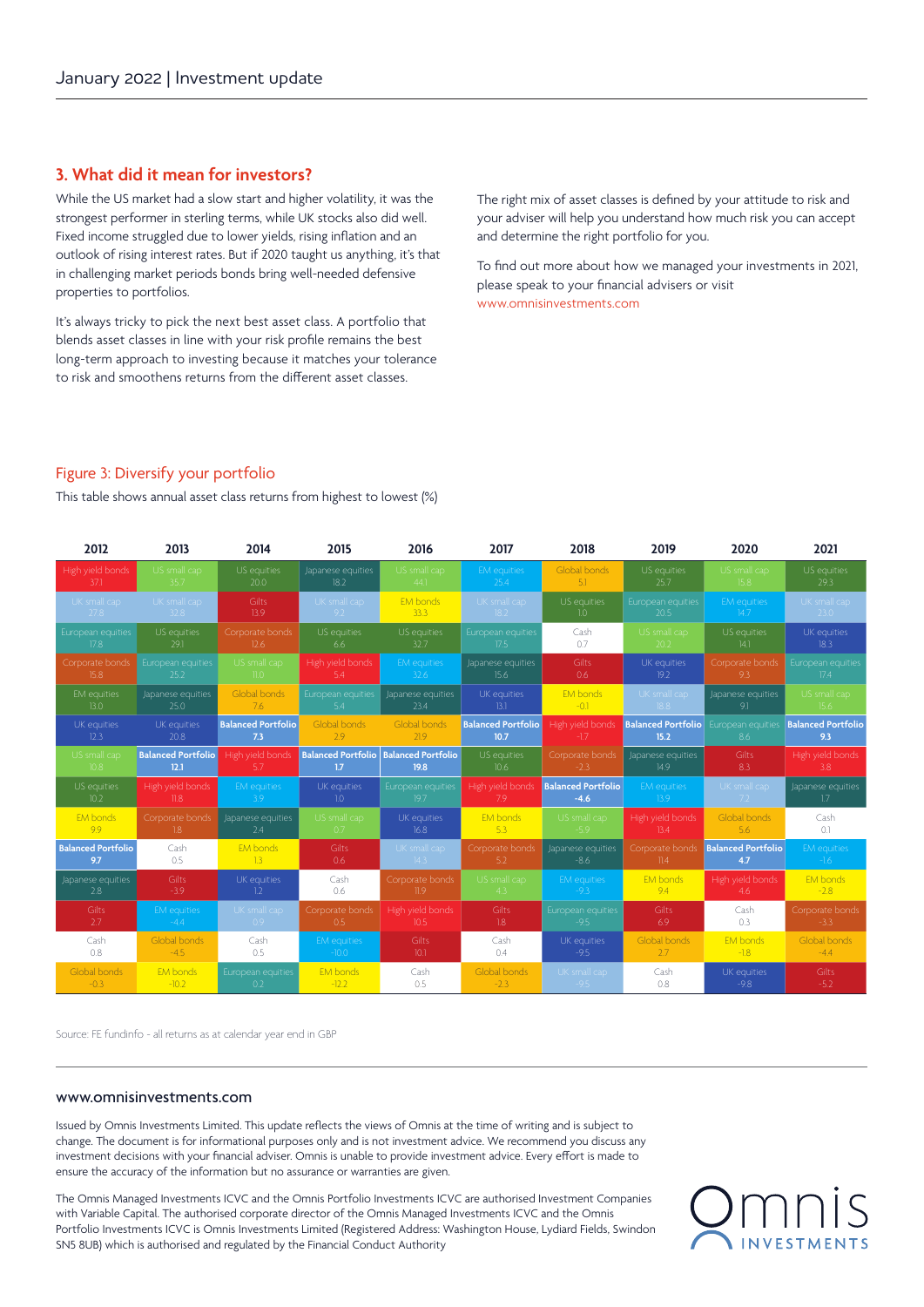## 3. What did it mean for investors?

While the US market had a slow start and higher volatility, it was the strongest performer in sterling terms, while UK stocks also did well. Fixed income struggled due to lower yields, rising inflation and an outlook of rising interest rates. But if 2020 taught us anything, it's that in challenging market periods bonds bring well-needed defensive properties to portfolios.

It's always tricky to pick the next best asset class. A portfolio that blends asset classes in line with your risk profile remains the best long-term approach to investing because it matches your tolerance to risk and smoothens returns from the different asset classes.

The right mix of asset classes is defined by your attitude to risk and your adviser will help you understand how much risk you can accept and determine the right portfolio for you.

To find out more about how we managed your investments in 2021, please speak to your financial advisers or visit www.omnisinvestments.com

### Figure 3: Diversify your portfolio

This table shows annual asset class returns from highest to lowest (%)

| 2012 | 2013 | 2014 | 2015 | 2016 | 2017 | 2018 | 2019 | 2020 | 2021 |
|---|---|---|---|---|---|---|---|---|---|
| High yield bonds 37.1 | US small cap 35.7 | US equities 20.0 | Japanese equities 18.2 | US small cap 44.1 | EM equities 25.4 | Global bonds 5.1 | US equities 25.7 | US small cap 15.8 | US equities 29.3 |
| UK small cap 27.8 | UK small cap 32.8 | Gilts 13.9 | UK small cap 9.2 | EM bonds 33.3 | UK small cap 18.2 | US equities 1.0 | European equities 20.5 | EM equities 14.7 | UK small cap 23.0 |
| European equities 17.8 | US equities 29.1 | Corporate bonds 12.6 | US equities 6.6 | US equities 32.7 | European equities 17.5 | Cash 0.7 | US small cap 20.2 | US equities 14.1 | UK equities 18.3 |
| Corporate bonds 15.8 | European equities 25.2 | US small cap 11.0 | High yield bonds 5.4 | EM equities 32.6 | Japanese equities 15.6 | Gilts 0.6 | UK equities 19.2 | Corporate bonds 9.3 | European equities 17.4 |
| EM equities 13.0 | Japanese equities 25.0 | Global bonds 7.6 | European equities 5.4 | Japanese equities 23.4 | UK equities 13.1 | EM bonds -0.1 | UK small cap 18.8 | Japanese equities 9.1 | US small cap 15.6 |
| UK equities 12.3 | UK equities 20.8 | **Balanced Portfolio 7.3** | Global bonds 2.9 | Global bonds 21.9 | **Balanced Portfolio 10.7** | High yield bonds -1.7 | **Balanced Portfolio 15.2** | European equities 8.6 | **Balanced Portfolio 9.3** |
| US small cap 10.8 | **Balanced Portfolio 12.1** | High yield bonds 5.7 | **Balanced Portfolio 1.7** | **Balanced Portfolio 19.8** | US equities 10.6 | Corporate bonds -2.3 | Japanese equities 14.9 | Gilts 8.3 | High yield bonds 3.8 |
| US equities 10.2 | High yield bonds 11.8 | EM equities 3.9 | UK equities 1.0 | European equities 19.7 | High yield bonds 7.9 | **Balanced Portfolio -4.6** | EM equities 13.9 | UK small cap 7.2 | Japanese equities 1.7 |
| EM bonds 9.9 | Corporate bonds 1.8 | Japanese equities 2.4 | US small cap 0.7 | UK equities 16.8 | EM bonds 5.3 | US small cap -5.9 | High yield bonds 13.4 | Global bonds 5.6 | Cash 0.1 |
| **Balanced Portfolio 9.7** | Cash 0.5 | EM bonds 1.3 | Gilts 0.6 | UK small cap 14.3 | Corporate bonds 5.2 | Japanese equities -8.6 | Corporate bonds 11.4 | **Balanced Portfolio 4.7** | EM equities -1.6 |
| Japanese equities 2.8 | Gilts -3.9 | UK equities 1.2 | Cash 0.6 | Corporate bonds 11.9 | US small cap 4.3 | EM equities -9.3 | EM bonds 9.4 | High yield bonds 4.6 | EM bonds -2.8 |
| Gilts 2.7 | EM equities -4.4 | UK small cap 0.9 | Corporate bonds 0.5 | High yield bonds 10.5 | Gilts 1.8 | European equities -9.5 | Gilts 6.9 | Cash 0.3 | Corporate bonds -3.3 |
| Cash 0.8 | Global bonds -4.5 | Cash 0.5 | EM equities -10.0 | Gilts 10.1 | Cash 0.4 | UK equities -9.5 | Global bonds 2.7 | EM bonds -1.8 | Global bonds -4.4 |
| Global bonds -0.3 | EM bonds -10.2 | European equities 0.2 | EM bonds -12.2 | Cash 0.5 | Global bonds -2.3 | UK small cap -9.5 | Cash 0.8 | UK equities -9.8 | Gilts -5.2 |

Source: FE fundinfo - all returns as at calendar year end in GBP

www.omnisinvestments.com

Issued by Omnis Investments Limited. This update reflects the views of Omnis at the time of writing and is subject to change. The document is for informational purposes only and is not investment advice. We recommend you discuss any investment decisions with your financial adviser. Omnis is unable to provide investment advice. Every effort is made to ensure the accuracy of the information but no assurance or warranties are given.

The Omnis Managed Investments ICVC and the Omnis Portfolio Investments ICVC are authorised Investment Companies with Variable Capital. The authorised corporate director of the Omnis Managed Investments ICVC and the Omnis Portfolio Investments ICVC is Omnis Investments Limited (Registered Address: Washington House, Lydiard Fields, Swindon SN5 8UB) which is authorised and regulated by the Financial Conduct Authority